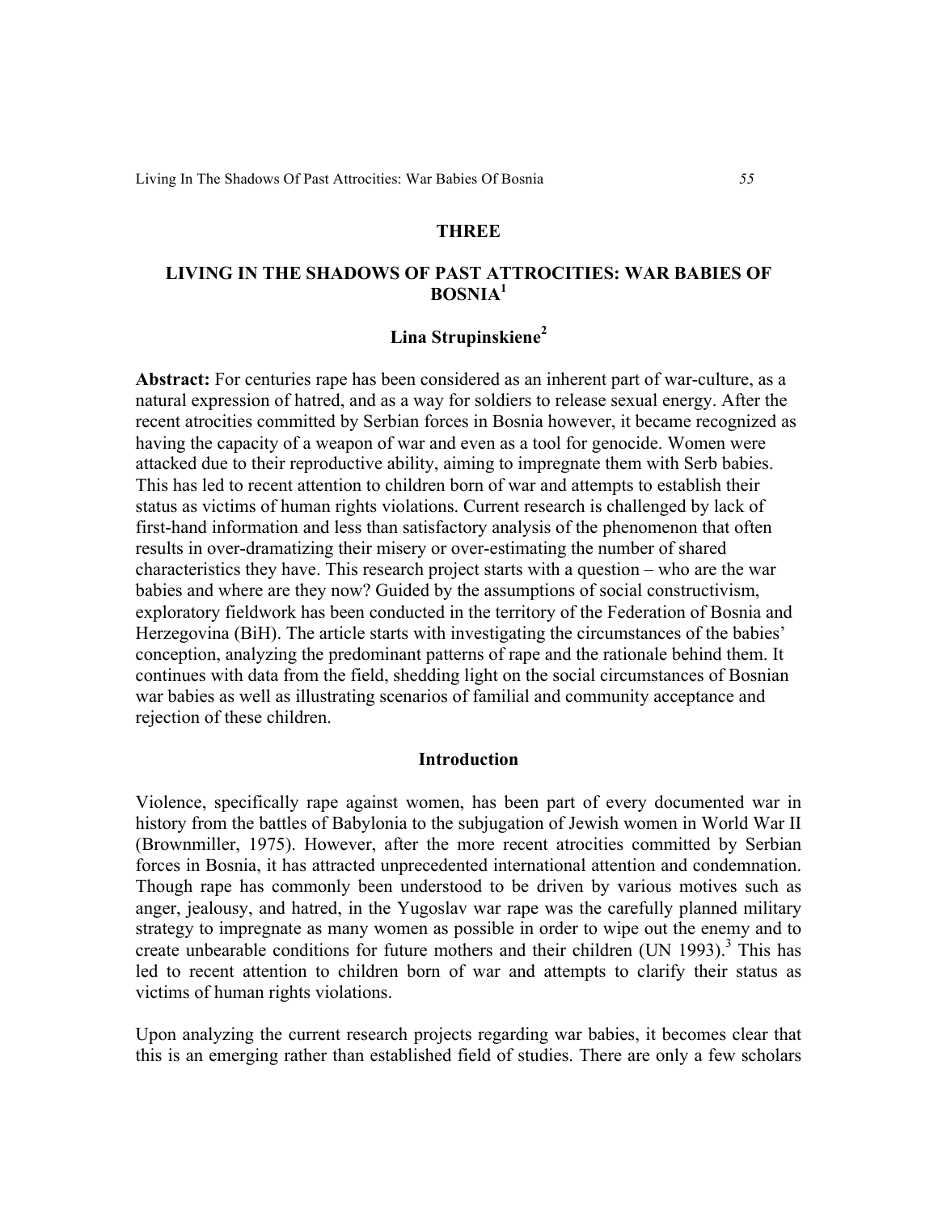# THREE

# LIVING IN THE SHADOWS OF PAST ATTROCITIES: WAR BABIES OF BOSNIA[1]

**Lina Strupinskiene[2]**

**Abstract:** For centuries rape has been considered as an inherent part of war-culture, as a natural expression of hatred, and as a way for soldiers to release sexual energy. After the recent atrocities committed by Serbian forces in Bosnia however, it became recognized as having the capacity of a weapon of war and even as a tool for genocide. Women were attacked due to their reproductive ability, aiming to impregnate them with Serb babies. This has led to recent attention to children born of war and attempts to establish their status as victims of human rights violations. Current research is challenged by lack of first-hand information and less than satisfactory analysis of the phenomenon that often results in over-dramatizing their misery or over-estimating the number of shared characteristics they have. This research project starts with a question – who are the war babies and where are they now? Guided by the assumptions of social constructivism, exploratory fieldwork has been conducted in the territory of the Federation of Bosnia and Herzegovina (BiH). The article starts with investigating the circumstances of the babies' conception, analyzing the predominant patterns of rape and the rationale behind them. It continues with data from the field, shedding light on the social circumstances of Bosnian war babies as well as illustrating scenarios of familial and community acceptance and rejection of these children.

## Introduction

Violence, specifically rape against women, has been part of every documented war in history from the battles of Babylonia to the subjugation of Jewish women in World War II (Brownmiller, 1975). However, after the more recent atrocities committed by Serbian forces in Bosnia, it has attracted unprecedented international attention and condemnation. Though rape has commonly been understood to be driven by various motives such as anger, jealousy, and hatred, in the Yugoslav war rape was the carefully planned military strategy to impregnate as many women as possible in order to wipe out the enemy and to create unbearable conditions for future mothers and their children (UN 1993).[3] This has led to recent attention to children born of war and attempts to clarify their status as victims of human rights violations.

Upon analyzing the current research projects regarding war babies, it becomes clear that this is an emerging rather than established field of studies. There are only a few scholars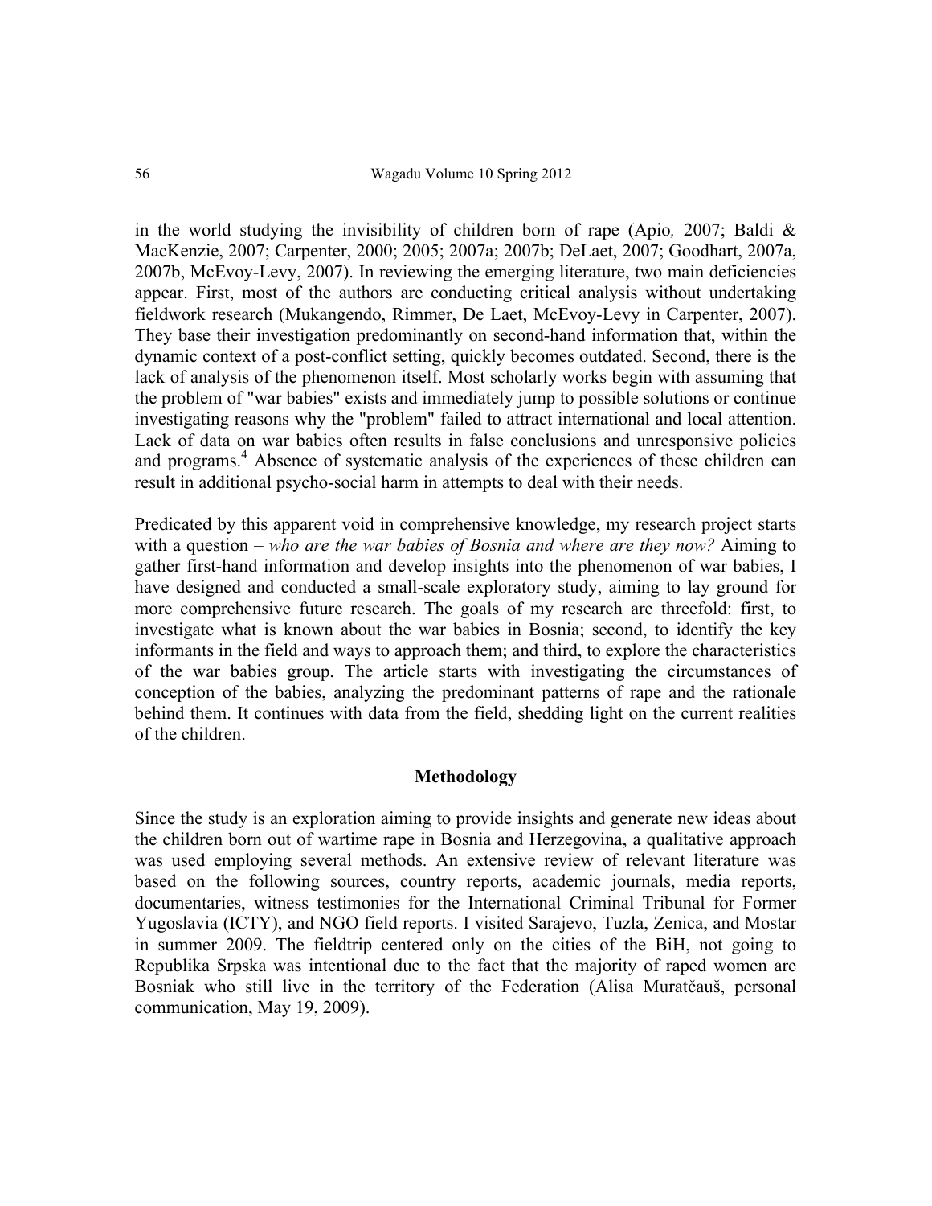in the world studying the invisibility of children born of rape (Apio*,* 2007; Baldi & MacKenzie, 2007; Carpenter, 2000; 2005; 2007a; 2007b; DeLaet, 2007; Goodhart, 2007a, 2007b, McEvoy-Levy, 2007). In reviewing the emerging literature, two main deficiencies appear. First, most of the authors are conducting critical analysis without undertaking fieldwork research (Mukangendo, Rimmer, De Laet, McEvoy-Levy in Carpenter, 2007). They base their investigation predominantly on second-hand information that, within the dynamic context of a post-conflict setting, quickly becomes outdated. Second, there is the lack of analysis of the phenomenon itself. Most scholarly works begin with assuming that the problem of "war babies" exists and immediately jump to possible solutions or continue investigating reasons why the "problem" failed to attract international and local attention. Lack of data on war babies often results in false conclusions and unresponsive policies and programs.[4] Absence of systematic analysis of the experiences of these children can result in additional psycho-social harm in attempts to deal with their needs.

Predicated by this apparent void in comprehensive knowledge, my research project starts with a question – *who are the war babies of Bosnia and where are they now?* Aiming to gather first-hand information and develop insights into the phenomenon of war babies, I have designed and conducted a small-scale exploratory study, aiming to lay ground for more comprehensive future research. The goals of my research are threefold: first, to investigate what is known about the war babies in Bosnia; second, to identify the key informants in the field and ways to approach them; and third, to explore the characteristics of the war babies group. The article starts with investigating the circumstances of conception of the babies, analyzing the predominant patterns of rape and the rationale behind them. It continues with data from the field, shedding light on the current realities of the children.

## Methodology

Since the study is an exploration aiming to provide insights and generate new ideas about the children born out of wartime rape in Bosnia and Herzegovina, a qualitative approach was used employing several methods. An extensive review of relevant literature was based on the following sources, country reports, academic journals, media reports, documentaries, witness testimonies for the International Criminal Tribunal for Former Yugoslavia (ICTY), and NGO field reports. I visited Sarajevo, Tuzla, Zenica, and Mostar in summer 2009. The fieldtrip centered only on the cities of the BiH, not going to Republika Srpska was intentional due to the fact that the majority of raped women are Bosniak who still live in the territory of the Federation (Alisa Muratčauš, personal communication, May 19, 2009).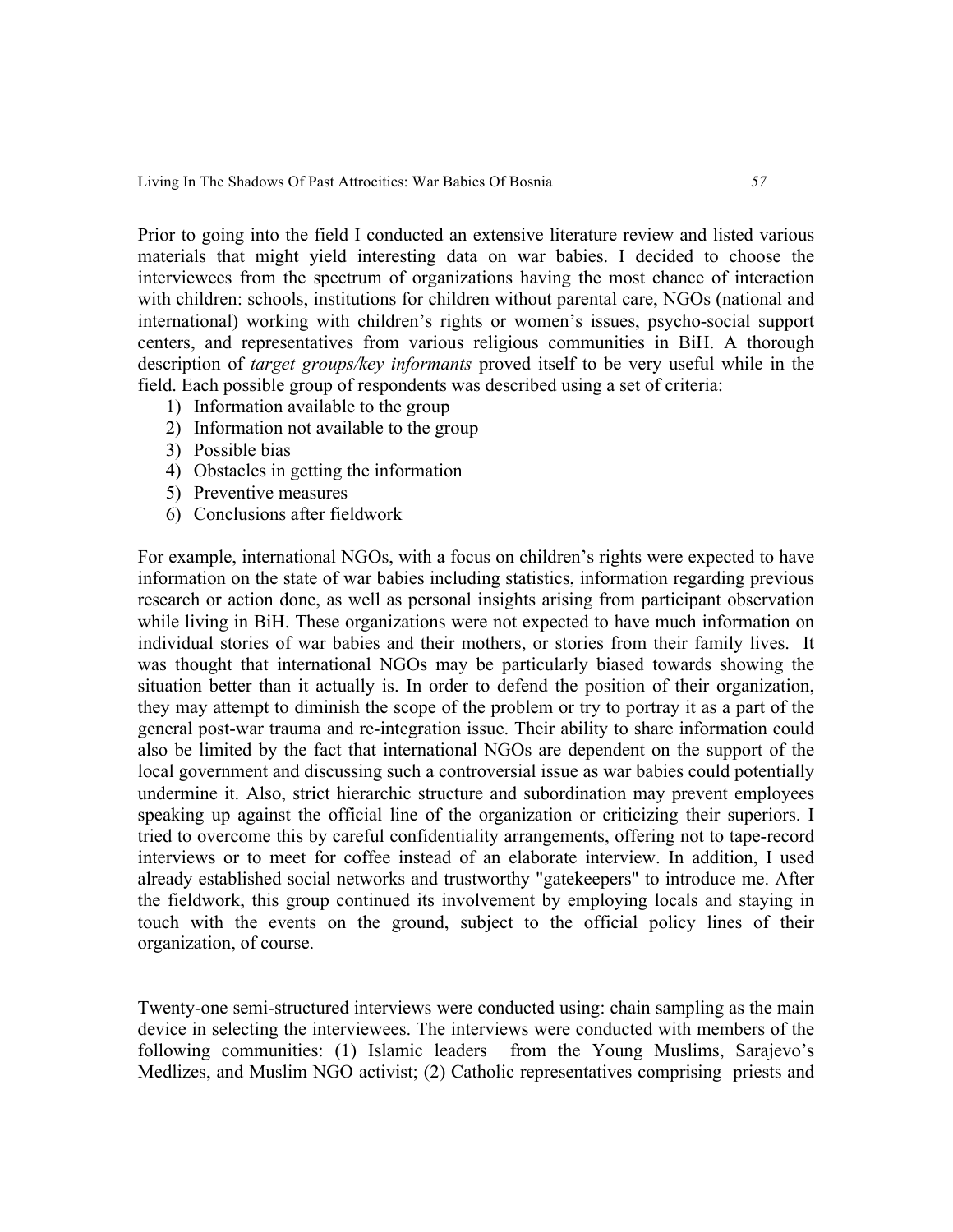Prior to going into the field I conducted an extensive literature review and listed various materials that might yield interesting data on war babies. I decided to choose the interviewees from the spectrum of organizations having the most chance of interaction with children: schools, institutions for children without parental care, NGOs (national and international) working with children's rights or women's issues, psycho-social support centers, and representatives from various religious communities in BiH. A thorough description of *target groups/key informants* proved itself to be very useful while in the field. Each possible group of respondents was described using a set of criteria:

1) Information available to the group
2) Information not available to the group
3) Possible bias
4) Obstacles in getting the information
5) Preventive measures
6) Conclusions after fieldwork

For example, international NGOs, with a focus on children's rights were expected to have information on the state of war babies including statistics, information regarding previous research or action done, as well as personal insights arising from participant observation while living in BiH. These organizations were not expected to have much information on individual stories of war babies and their mothers, or stories from their family lives. It was thought that international NGOs may be particularly biased towards showing the situation better than it actually is. In order to defend the position of their organization, they may attempt to diminish the scope of the problem or try to portray it as a part of the general post-war trauma and re-integration issue. Their ability to share information could also be limited by the fact that international NGOs are dependent on the support of the local government and discussing such a controversial issue as war babies could potentially undermine it. Also, strict hierarchic structure and subordination may prevent employees speaking up against the official line of the organization or criticizing their superiors. I tried to overcome this by careful confidentiality arrangements, offering not to tape-record interviews or to meet for coffee instead of an elaborate interview. In addition, I used already established social networks and trustworthy "gatekeepers" to introduce me. After the fieldwork, this group continued its involvement by employing locals and staying in touch with the events on the ground, subject to the official policy lines of their organization, of course.

Twenty-one semi-structured interviews were conducted using: chain sampling as the main device in selecting the interviewees. The interviews were conducted with members of the following communities: (1) Islamic leaders from the Young Muslims, Sarajevo's Medlizes, and Muslim NGO activist; (2) Catholic representatives comprising priests and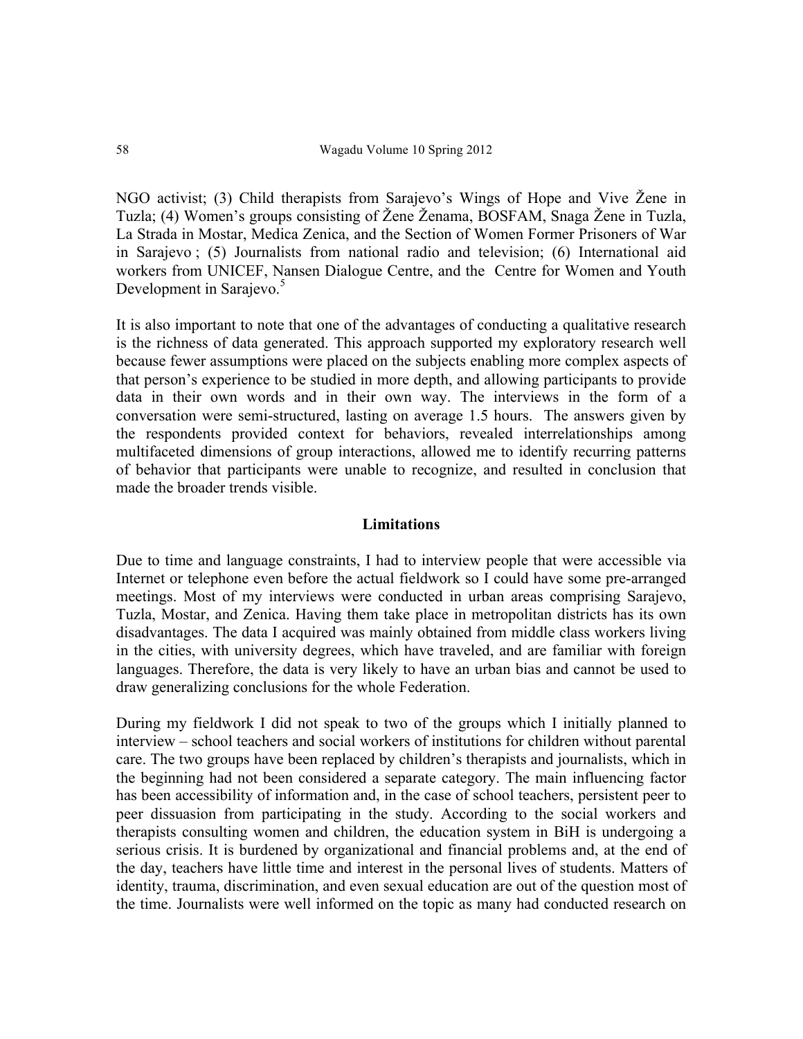NGO activist; (3) Child therapists from Sarajevo's Wings of Hope and Vive Žene in Tuzla; (4) Women's groups consisting of Žene Ženama, BOSFAM, Snaga Žene in Tuzla, La Strada in Mostar, Medica Zenica, and the Section of Women Former Prisoners of War in Sarajevo ; (5) Journalists from national radio and television; (6) International aid workers from UNICEF, Nansen Dialogue Centre, and the Centre for Women and Youth Development in Sarajevo.[5]

It is also important to note that one of the advantages of conducting a qualitative research is the richness of data generated. This approach supported my exploratory research well because fewer assumptions were placed on the subjects enabling more complex aspects of that person's experience to be studied in more depth, and allowing participants to provide data in their own words and in their own way. The interviews in the form of a conversation were semi-structured, lasting on average 1.5 hours. The answers given by the respondents provided context for behaviors, revealed interrelationships among multifaceted dimensions of group interactions, allowed me to identify recurring patterns of behavior that participants were unable to recognize, and resulted in conclusion that made the broader trends visible.

## Limitations

Due to time and language constraints, I had to interview people that were accessible via Internet or telephone even before the actual fieldwork so I could have some pre-arranged meetings. Most of my interviews were conducted in urban areas comprising Sarajevo, Tuzla, Mostar, and Zenica. Having them take place in metropolitan districts has its own disadvantages. The data I acquired was mainly obtained from middle class workers living in the cities, with university degrees, which have traveled, and are familiar with foreign languages. Therefore, the data is very likely to have an urban bias and cannot be used to draw generalizing conclusions for the whole Federation.

During my fieldwork I did not speak to two of the groups which I initially planned to interview – school teachers and social workers of institutions for children without parental care. The two groups have been replaced by children's therapists and journalists, which in the beginning had not been considered a separate category. The main influencing factor has been accessibility of information and, in the case of school teachers, persistent peer to peer dissuasion from participating in the study. According to the social workers and therapists consulting women and children, the education system in BiH is undergoing a serious crisis. It is burdened by organizational and financial problems and, at the end of the day, teachers have little time and interest in the personal lives of students. Matters of identity, trauma, discrimination, and even sexual education are out of the question most of the time. Journalists were well informed on the topic as many had conducted research on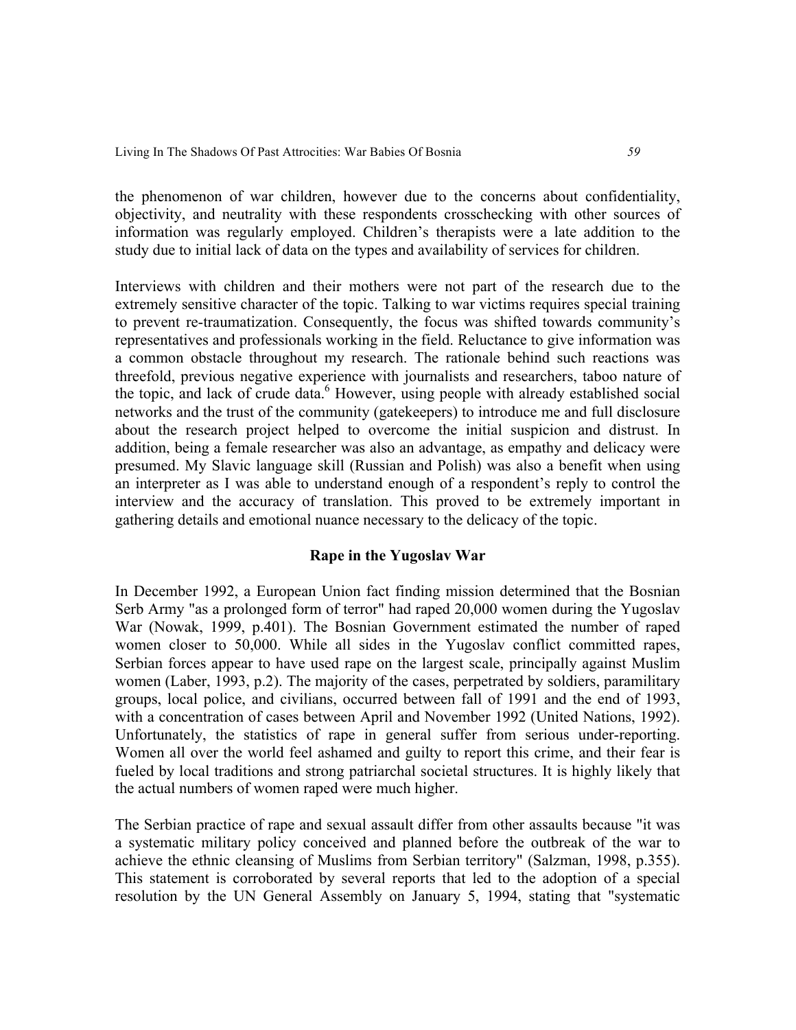the phenomenon of war children, however due to the concerns about confidentiality, objectivity, and neutrality with these respondents crosschecking with other sources of information was regularly employed. Children's therapists were a late addition to the study due to initial lack of data on the types and availability of services for children.

Interviews with children and their mothers were not part of the research due to the extremely sensitive character of the topic. Talking to war victims requires special training to prevent re-traumatization. Consequently, the focus was shifted towards community's representatives and professionals working in the field. Reluctance to give information was a common obstacle throughout my research. The rationale behind such reactions was threefold, previous negative experience with journalists and researchers, taboo nature of the topic, and lack of crude data.[6] However, using people with already established social networks and the trust of the community (gatekeepers) to introduce me and full disclosure about the research project helped to overcome the initial suspicion and distrust. In addition, being a female researcher was also an advantage, as empathy and delicacy were presumed. My Slavic language skill (Russian and Polish) was also a benefit when using an interpreter as I was able to understand enough of a respondent's reply to control the interview and the accuracy of translation. This proved to be extremely important in gathering details and emotional nuance necessary to the delicacy of the topic.

### Rape in the Yugoslav War

In December 1992, a European Union fact finding mission determined that the Bosnian Serb Army "as a prolonged form of terror" had raped 20,000 women during the Yugoslav War (Nowak, 1999, p.401). The Bosnian Government estimated the number of raped women closer to 50,000. While all sides in the Yugoslav conflict committed rapes, Serbian forces appear to have used rape on the largest scale, principally against Muslim women (Laber, 1993, p.2). The majority of the cases, perpetrated by soldiers, paramilitary groups, local police, and civilians, occurred between fall of 1991 and the end of 1993, with a concentration of cases between April and November 1992 (United Nations, 1992). Unfortunately, the statistics of rape in general suffer from serious under-reporting. Women all over the world feel ashamed and guilty to report this crime, and their fear is fueled by local traditions and strong patriarchal societal structures. It is highly likely that the actual numbers of women raped were much higher.

The Serbian practice of rape and sexual assault differ from other assaults because "it was a systematic military policy conceived and planned before the outbreak of the war to achieve the ethnic cleansing of Muslims from Serbian territory" (Salzman, 1998, p.355). This statement is corroborated by several reports that led to the adoption of a special resolution by the UN General Assembly on January 5, 1994, stating that "systematic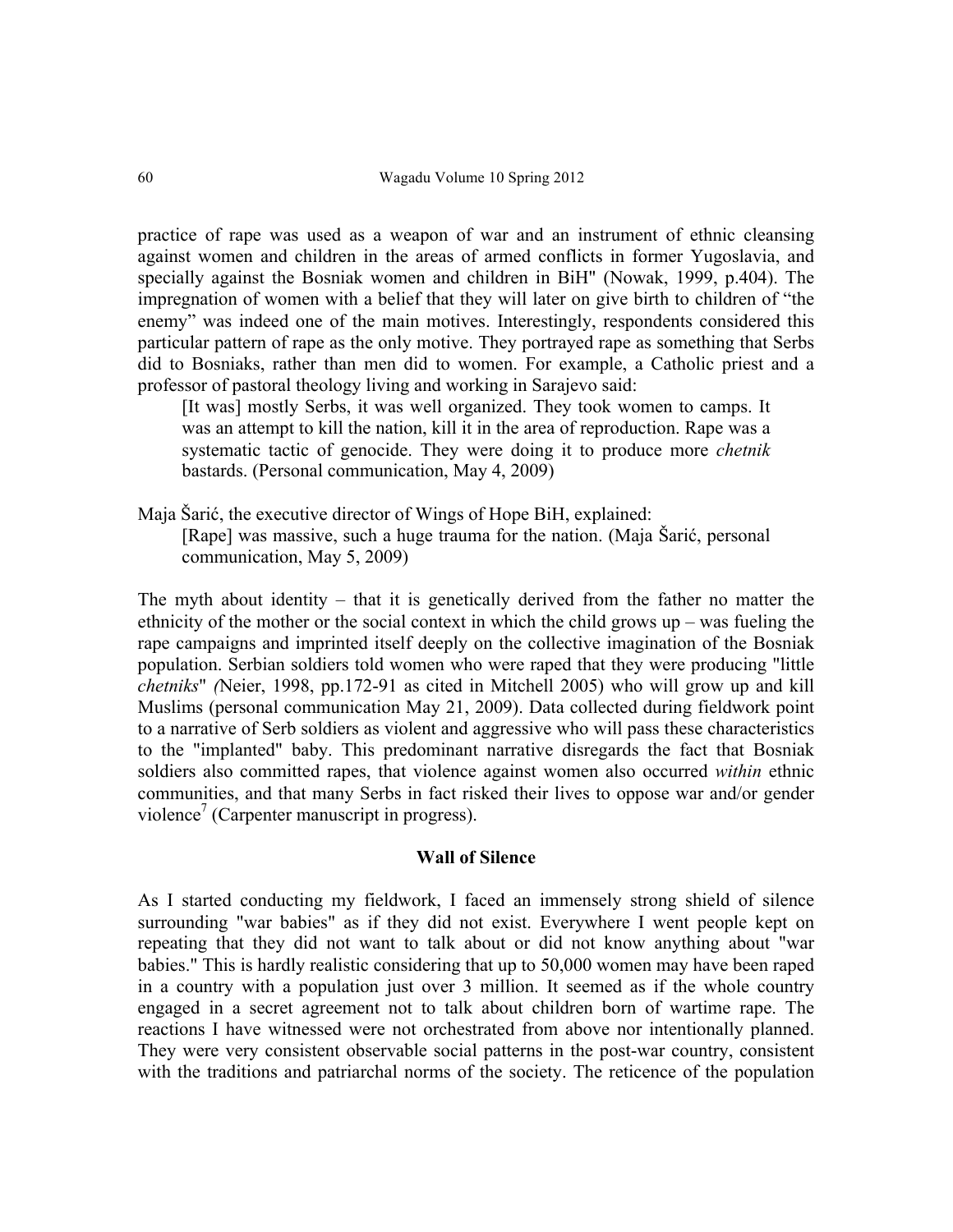practice of rape was used as a weapon of war and an instrument of ethnic cleansing against women and children in the areas of armed conflicts in former Yugoslavia, and specially against the Bosniak women and children in BiH" (Nowak, 1999, p.404). The impregnation of women with a belief that they will later on give birth to children of "the enemy" was indeed one of the main motives. Interestingly, respondents considered this particular pattern of rape as the only motive. They portrayed rape as something that Serbs did to Bosniaks, rather than men did to women. For example, a Catholic priest and a professor of pastoral theology living and working in Sarajevo said:

> [It was] mostly Serbs, it was well organized. They took women to camps. It was an attempt to kill the nation, kill it in the area of reproduction. Rape was a systematic tactic of genocide. They were doing it to produce more *chetnik* bastards. (Personal communication, May 4, 2009)

Maja Šarić, the executive director of Wings of Hope BiH, explained:

> [Rape] was massive, such a huge trauma for the nation. (Maja Šarić, personal communication, May 5, 2009)

The myth about identity – that it is genetically derived from the father no matter the ethnicity of the mother or the social context in which the child grows up – was fueling the rape campaigns and imprinted itself deeply on the collective imagination of the Bosniak population. Serbian soldiers told women who were raped that they were producing "little *chetniks*" (Neier, 1998, pp.172-91 as cited in Mitchell 2005) who will grow up and kill Muslims (personal communication May 21, 2009). Data collected during fieldwork point to a narrative of Serb soldiers as violent and aggressive who will pass these characteristics to the "implanted" baby. This predominant narrative disregards the fact that Bosniak soldiers also committed rapes, that violence against women also occurred *within* ethnic communities, and that many Serbs in fact risked their lives to oppose war and/or gender violence[7] (Carpenter manuscript in progress).

## Wall of Silence

As I started conducting my fieldwork, I faced an immensely strong shield of silence surrounding "war babies" as if they did not exist. Everywhere I went people kept on repeating that they did not want to talk about or did not know anything about "war babies." This is hardly realistic considering that up to 50,000 women may have been raped in a country with a population just over 3 million. It seemed as if the whole country engaged in a secret agreement not to talk about children born of wartime rape. The reactions I have witnessed were not orchestrated from above nor intentionally planned. They were very consistent observable social patterns in the post-war country, consistent with the traditions and patriarchal norms of the society. The reticence of the population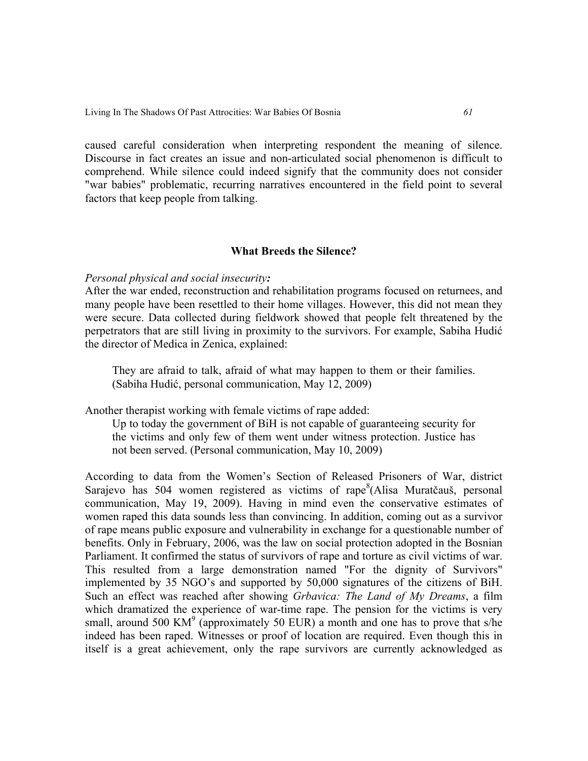caused careful consideration when interpreting respondent the meaning of silence. Discourse in fact creates an issue and non-articulated social phenomenon is difficult to comprehend. While silence could indeed signify that the community does not consider "war babies" problematic, recurring narratives encountered in the field point to several factors that keep people from talking.

## What Breeds the Silence?

*Personal physical and social insecurity:*

After the war ended, reconstruction and rehabilitation programs focused on returnees, and many people have been resettled to their home villages. However, this did not mean they were secure. Data collected during fieldwork showed that people felt threatened by the perpetrators that are still living in proximity to the survivors. For example, Sabiha Hudić the director of Medica in Zenica, explained:

> They are afraid to talk, afraid of what may happen to them or their families. (Sabiha Hudić, personal communication, May 12, 2009)

Another therapist working with female victims of rape added:

> Up to today the government of BiH is not capable of guaranteeing security for the victims and only few of them went under witness protection. Justice has not been served. (Personal communication, May 10, 2009)

According to data from the Women's Section of Released Prisoners of War, district Sarajevo has 504 women registered as victims of rape[8](Alisa Muratčauš, personal communication, May 19, 2009). Having in mind even the conservative estimates of women raped this data sounds less than convincing. In addition, coming out as a survivor of rape means public exposure and vulnerability in exchange for a questionable number of benefits. Only in February, 2006, was the law on social protection adopted in the Bosnian Parliament. It confirmed the status of survivors of rape and torture as civil victims of war. This resulted from a large demonstration named "For the dignity of Survivors" implemented by 35 NGO's and supported by 50,000 signatures of the citizens of BiH. Such an effect was reached after showing *Grbavica: The Land of My Dreams*, a film which dramatized the experience of war-time rape. The pension for the victims is very small, around 500 KM[9] (approximately 50 EUR) a month and one has to prove that s/he indeed has been raped. Witnesses or proof of location are required. Even though this in itself is a great achievement, only the rape survivors are currently acknowledged as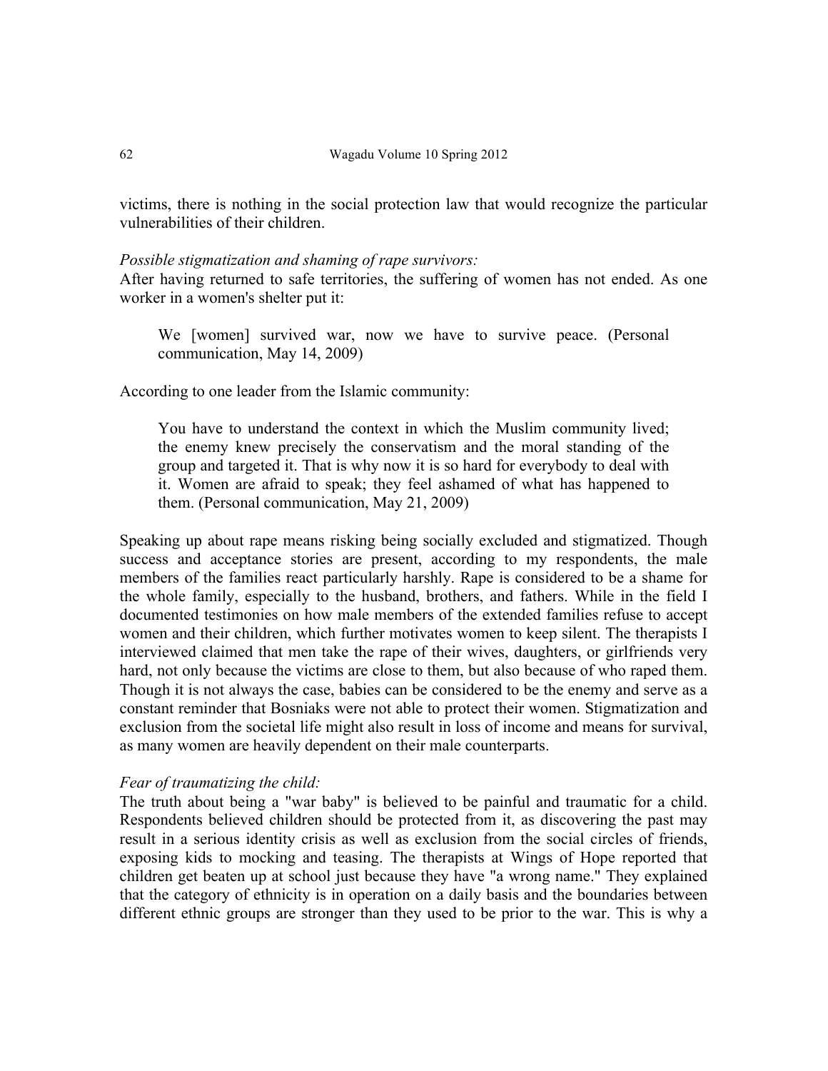victims, there is nothing in the social protection law that would recognize the particular vulnerabilities of their children.

*Possible stigmatization and shaming of rape survivors:*
After having returned to safe territories, the suffering of women has not ended. As one worker in a women's shelter put it:

> We [women] survived war, now we have to survive peace. (Personal communication, May 14, 2009)

According to one leader from the Islamic community:

> You have to understand the context in which the Muslim community lived; the enemy knew precisely the conservatism and the moral standing of the group and targeted it. That is why now it is so hard for everybody to deal with it. Women are afraid to speak; they feel ashamed of what has happened to them. (Personal communication, May 21, 2009)

Speaking up about rape means risking being socially excluded and stigmatized. Though success and acceptance stories are present, according to my respondents, the male members of the families react particularly harshly. Rape is considered to be a shame for the whole family, especially to the husband, brothers, and fathers. While in the field I documented testimonies on how male members of the extended families refuse to accept women and their children, which further motivates women to keep silent. The therapists I interviewed claimed that men take the rape of their wives, daughters, or girlfriends very hard, not only because the victims are close to them, but also because of who raped them. Though it is not always the case, babies can be considered to be the enemy and serve as a constant reminder that Bosniaks were not able to protect their women. Stigmatization and exclusion from the societal life might also result in loss of income and means for survival, as many women are heavily dependent on their male counterparts.

*Fear of traumatizing the child:*
The truth about being a "war baby" is believed to be painful and traumatic for a child. Respondents believed children should be protected from it, as discovering the past may result in a serious identity crisis as well as exclusion from the social circles of friends, exposing kids to mocking and teasing. The therapists at Wings of Hope reported that children get beaten up at school just because they have "a wrong name." They explained that the category of ethnicity is in operation on a daily basis and the boundaries between different ethnic groups are stronger than they used to be prior to the war. This is why a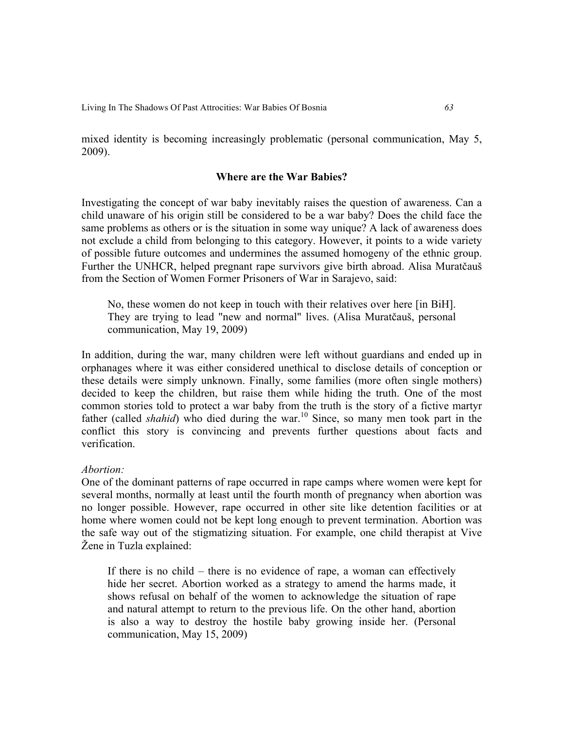mixed identity is becoming increasingly problematic (personal communication, May 5, 2009).

## Where are the War Babies?

Investigating the concept of war baby inevitably raises the question of awareness. Can a child unaware of his origin still be considered to be a war baby? Does the child face the same problems as others or is the situation in some way unique? A lack of awareness does not exclude a child from belonging to this category. However, it points to a wide variety of possible future outcomes and undermines the assumed homogeny of the ethnic group. Further the UNHCR, helped pregnant rape survivors give birth abroad. Alisa Muratčauš from the Section of Women Former Prisoners of War in Sarajevo, said:

> No, these women do not keep in touch with their relatives over here [in BiH]. They are trying to lead "new and normal" lives. (Alisa Muratčauš, personal communication, May 19, 2009)

In addition, during the war, many children were left without guardians and ended up in orphanages where it was either considered unethical to disclose details of conception or these details were simply unknown. Finally, some families (more often single mothers) decided to keep the children, but raise them while hiding the truth. One of the most common stories told to protect a war baby from the truth is the story of a fictive martyr father (called *shahid*) who died during the war.[10] Since, so many men took part in the conflict this story is convincing and prevents further questions about facts and verification.

*Abortion:*

One of the dominant patterns of rape occurred in rape camps where women were kept for several months, normally at least until the fourth month of pregnancy when abortion was no longer possible. However, rape occurred in other site like detention facilities or at home where women could not be kept long enough to prevent termination. Abortion was the safe way out of the stigmatizing situation. For example, one child therapist at Vive Žene in Tuzla explained:

> If there is no child – there is no evidence of rape, a woman can effectively hide her secret. Abortion worked as a strategy to amend the harms made, it shows refusal on behalf of the women to acknowledge the situation of rape and natural attempt to return to the previous life. On the other hand, abortion is also a way to destroy the hostile baby growing inside her. (Personal communication, May 15, 2009)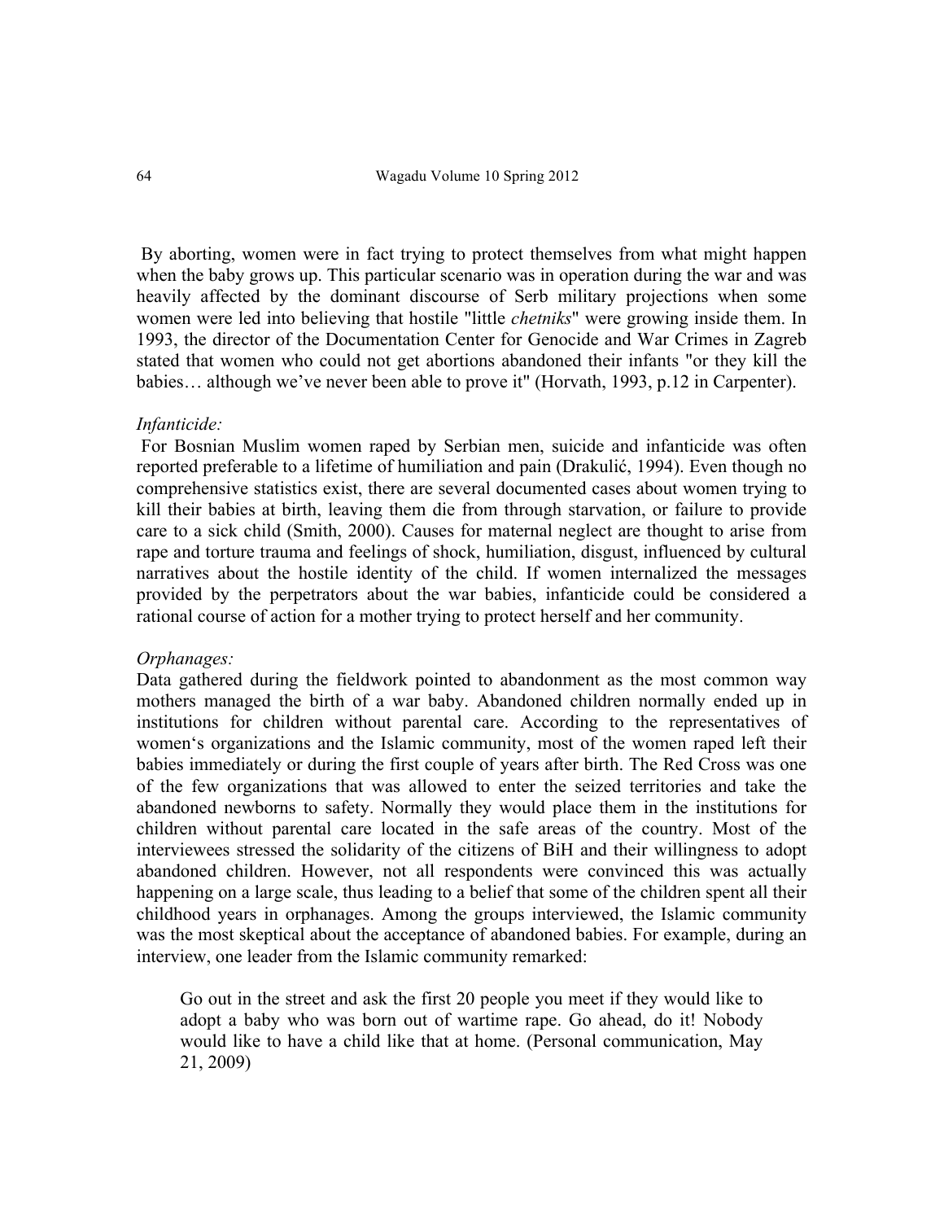By aborting, women were in fact trying to protect themselves from what might happen when the baby grows up. This particular scenario was in operation during the war and was heavily affected by the dominant discourse of Serb military projections when some women were led into believing that hostile "little *chetniks*" were growing inside them. In 1993, the director of the Documentation Center for Genocide and War Crimes in Zagreb stated that women who could not get abortions abandoned their infants "or they kill the babies… although we've never been able to prove it" (Horvath, 1993, p.12 in Carpenter).

*Infanticide:*

For Bosnian Muslim women raped by Serbian men, suicide and infanticide was often reported preferable to a lifetime of humiliation and pain (Drakulić, 1994). Even though no comprehensive statistics exist, there are several documented cases about women trying to kill their babies at birth, leaving them die from through starvation, or failure to provide care to a sick child (Smith, 2000). Causes for maternal neglect are thought to arise from rape and torture trauma and feelings of shock, humiliation, disgust, influenced by cultural narratives about the hostile identity of the child. If women internalized the messages provided by the perpetrators about the war babies, infanticide could be considered a rational course of action for a mother trying to protect herself and her community.

*Orphanages:*

Data gathered during the fieldwork pointed to abandonment as the most common way mothers managed the birth of a war baby. Abandoned children normally ended up in institutions for children without parental care. According to the representatives of women's organizations and the Islamic community, most of the women raped left their babies immediately or during the first couple of years after birth. The Red Cross was one of the few organizations that was allowed to enter the seized territories and take the abandoned newborns to safety. Normally they would place them in the institutions for children without parental care located in the safe areas of the country. Most of the interviewees stressed the solidarity of the citizens of BiH and their willingness to adopt abandoned children. However, not all respondents were convinced this was actually happening on a large scale, thus leading to a belief that some of the children spent all their childhood years in orphanages. Among the groups interviewed, the Islamic community was the most skeptical about the acceptance of abandoned babies. For example, during an interview, one leader from the Islamic community remarked:

> Go out in the street and ask the first 20 people you meet if they would like to adopt a baby who was born out of wartime rape. Go ahead, do it! Nobody would like to have a child like that at home. (Personal communication, May 21, 2009)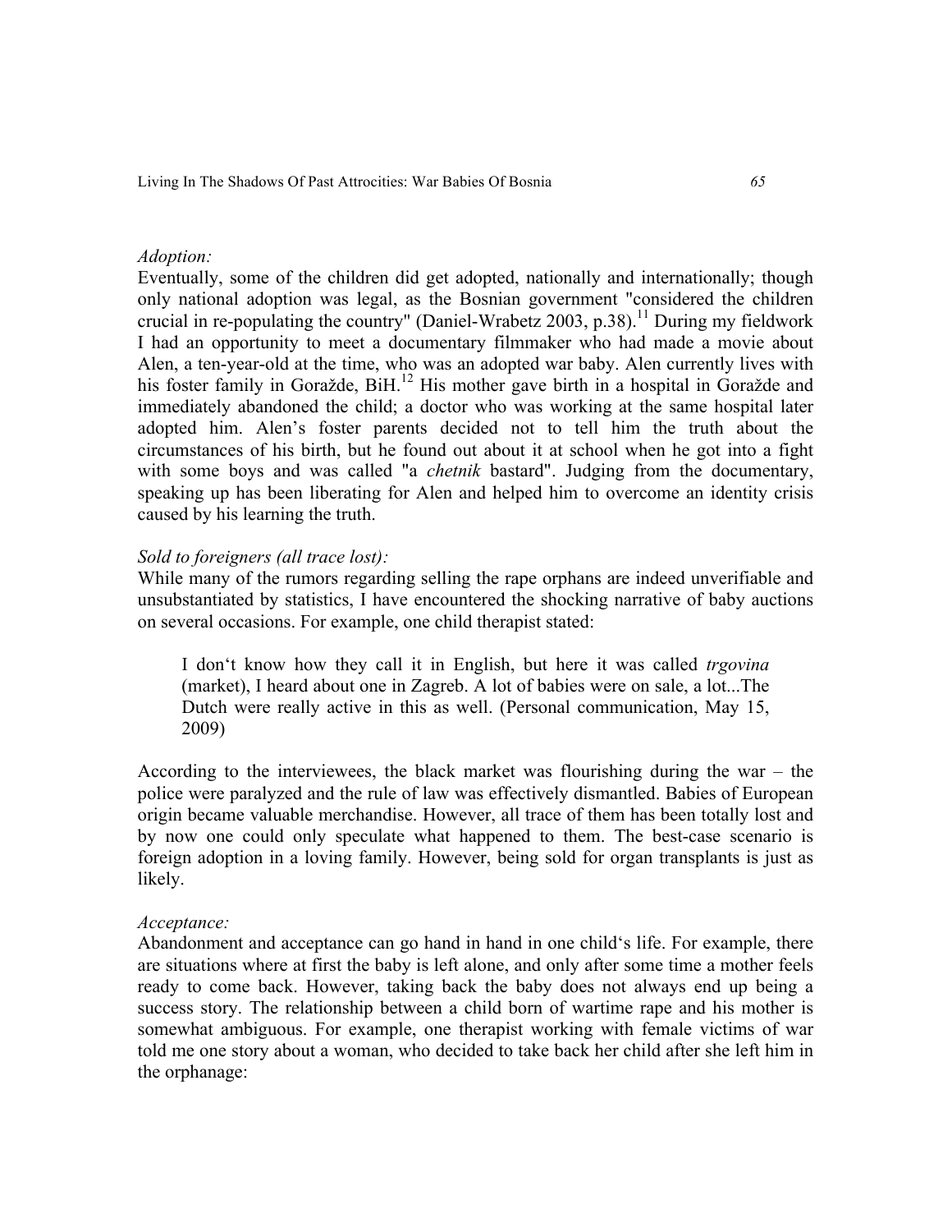*Adoption:*

Eventually, some of the children did get adopted, nationally and internationally; though only national adoption was legal, as the Bosnian government "considered the children crucial in re-populating the country" (Daniel-Wrabetz 2003, p.38).[11] During my fieldwork I had an opportunity to meet a documentary filmmaker who had made a movie about Alen, a ten-year-old at the time, who was an adopted war baby. Alen currently lives with his foster family in Goražde, BiH.[12] His mother gave birth in a hospital in Goražde and immediately abandoned the child; a doctor who was working at the same hospital later adopted him. Alen's foster parents decided not to tell him the truth about the circumstances of his birth, but he found out about it at school when he got into a fight with some boys and was called "a *chetnik* bastard". Judging from the documentary, speaking up has been liberating for Alen and helped him to overcome an identity crisis caused by his learning the truth.

*Sold to foreigners (all trace lost):*

While many of the rumors regarding selling the rape orphans are indeed unverifiable and unsubstantiated by statistics, I have encountered the shocking narrative of baby auctions on several occasions. For example, one child therapist stated:

> I don't know how they call it in English, but here it was called *trgovina* (market), I heard about one in Zagreb. A lot of babies were on sale, a lot...The Dutch were really active in this as well. (Personal communication, May 15, 2009)

According to the interviewees, the black market was flourishing during the war – the police were paralyzed and the rule of law was effectively dismantled. Babies of European origin became valuable merchandise. However, all trace of them has been totally lost and by now one could only speculate what happened to them. The best-case scenario is foreign adoption in a loving family. However, being sold for organ transplants is just as likely.

*Acceptance:*

Abandonment and acceptance can go hand in hand in one child's life. For example, there are situations where at first the baby is left alone, and only after some time a mother feels ready to come back. However, taking back the baby does not always end up being a success story. The relationship between a child born of wartime rape and his mother is somewhat ambiguous. For example, one therapist working with female victims of war told me one story about a woman, who decided to take back her child after she left him in the orphanage: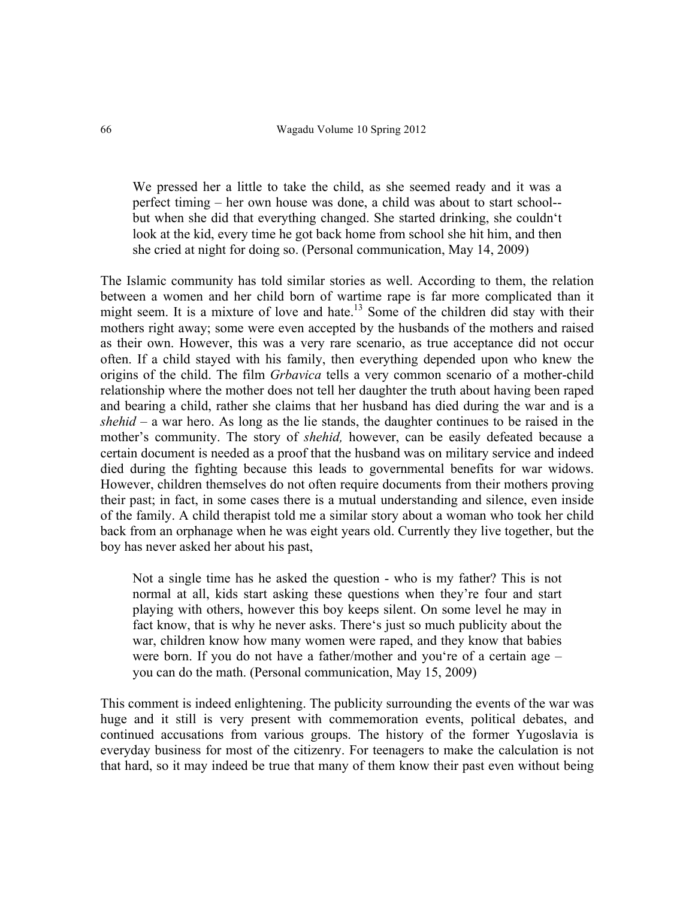> We pressed her a little to take the child, as she seemed ready and it was a perfect timing – her own house was done, a child was about to start school--but when she did that everything changed. She started drinking, she couldn't look at the kid, every time he got back home from school she hit him, and then she cried at night for doing so. (Personal communication, May 14, 2009)

The Islamic community has told similar stories as well. According to them, the relation between a women and her child born of wartime rape is far more complicated than it might seem. It is a mixture of love and hate.[13] Some of the children did stay with their mothers right away; some were even accepted by the husbands of the mothers and raised as their own. However, this was a very rare scenario, as true acceptance did not occur often. If a child stayed with his family, then everything depended upon who knew the origins of the child. The film *Grbavica* tells a very common scenario of a mother-child relationship where the mother does not tell her daughter the truth about having been raped and bearing a child, rather she claims that her husband has died during the war and is a *shehid* – a war hero. As long as the lie stands, the daughter continues to be raised in the mother's community. The story of *shehid,* however, can be easily defeated because a certain document is needed as a proof that the husband was on military service and indeed died during the fighting because this leads to governmental benefits for war widows. However, children themselves do not often require documents from their mothers proving their past; in fact, in some cases there is a mutual understanding and silence, even inside of the family. A child therapist told me a similar story about a woman who took her child back from an orphanage when he was eight years old. Currently they live together, but the boy has never asked her about his past,

> Not a single time has he asked the question - who is my father? This is not normal at all, kids start asking these questions when they're four and start playing with others, however this boy keeps silent. On some level he may in fact know, that is why he never asks. There's just so much publicity about the war, children know how many women were raped, and they know that babies were born. If you do not have a father/mother and you're of a certain age – you can do the math. (Personal communication, May 15, 2009)

This comment is indeed enlightening. The publicity surrounding the events of the war was huge and it still is very present with commemoration events, political debates, and continued accusations from various groups. The history of the former Yugoslavia is everyday business for most of the citizenry. For teenagers to make the calculation is not that hard, so it may indeed be true that many of them know their past even without being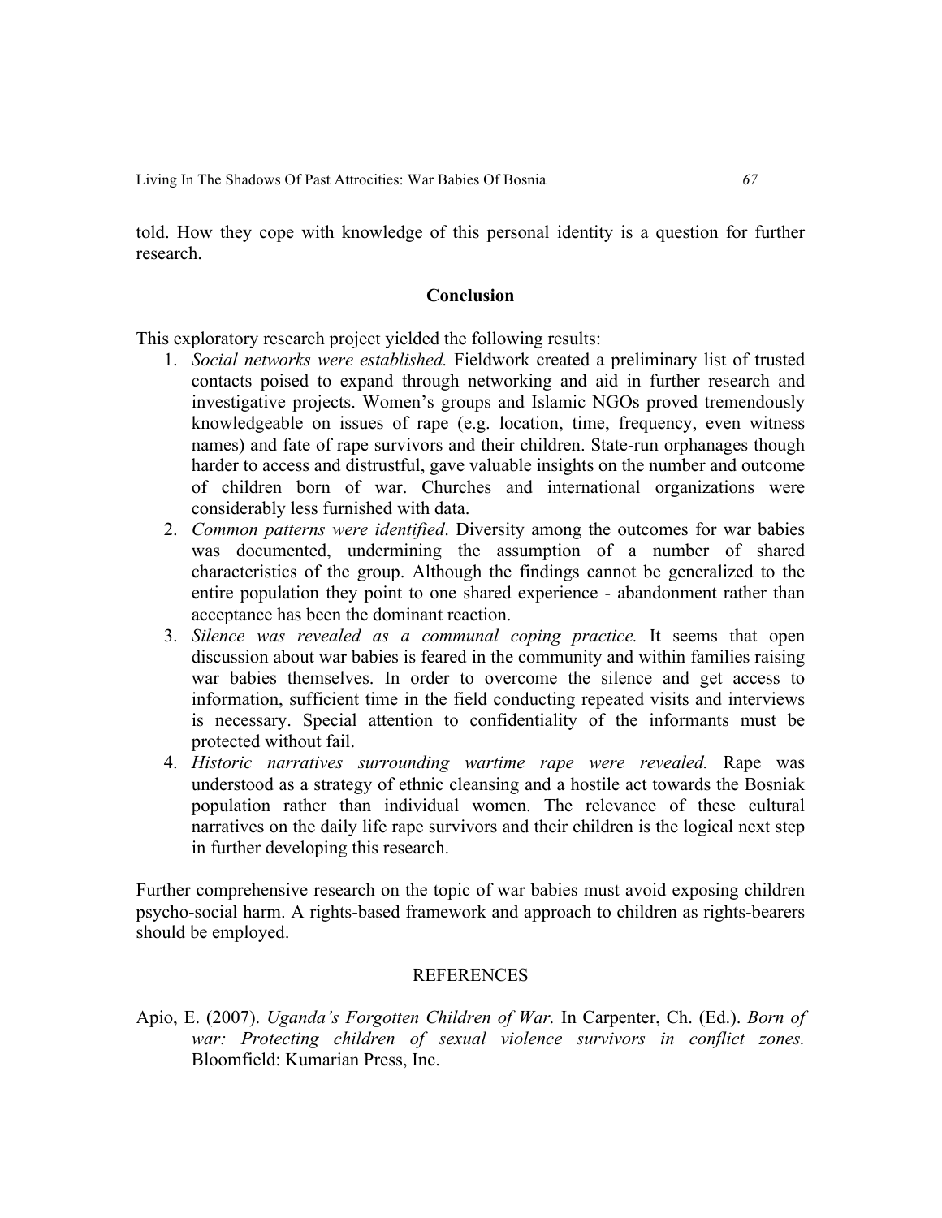told. How they cope with knowledge of this personal identity is a question for further research.

## Conclusion

This exploratory research project yielded the following results:

1. *Social networks were established.* Fieldwork created a preliminary list of trusted contacts poised to expand through networking and aid in further research and investigative projects. Women's groups and Islamic NGOs proved tremendously knowledgeable on issues of rape (e.g. location, time, frequency, even witness names) and fate of rape survivors and their children. State-run orphanages though harder to access and distrustful, gave valuable insights on the number and outcome of children born of war. Churches and international organizations were considerably less furnished with data.
2. *Common patterns were identified*. Diversity among the outcomes for war babies was documented, undermining the assumption of a number of shared characteristics of the group. Although the findings cannot be generalized to the entire population they point to one shared experience - abandonment rather than acceptance has been the dominant reaction.
3. *Silence was revealed as a communal coping practice.* It seems that open discussion about war babies is feared in the community and within families raising war babies themselves. In order to overcome the silence and get access to information, sufficient time in the field conducting repeated visits and interviews is necessary. Special attention to confidentiality of the informants must be protected without fail.
4. *Historic narratives surrounding wartime rape were revealed.* Rape was understood as a strategy of ethnic cleansing and a hostile act towards the Bosniak population rather than individual women. The relevance of these cultural narratives on the daily life rape survivors and their children is the logical next step in further developing this research.

Further comprehensive research on the topic of war babies must avoid exposing children psycho-social harm. A rights-based framework and approach to children as rights-bearers should be employed.

## REFERENCES

Apio, E. (2007). *Uganda's Forgotten Children of War.* In Carpenter, Ch. (Ed.). *Born of war: Protecting children of sexual violence survivors in conflict zones.* Bloomfield: Kumarian Press, Inc.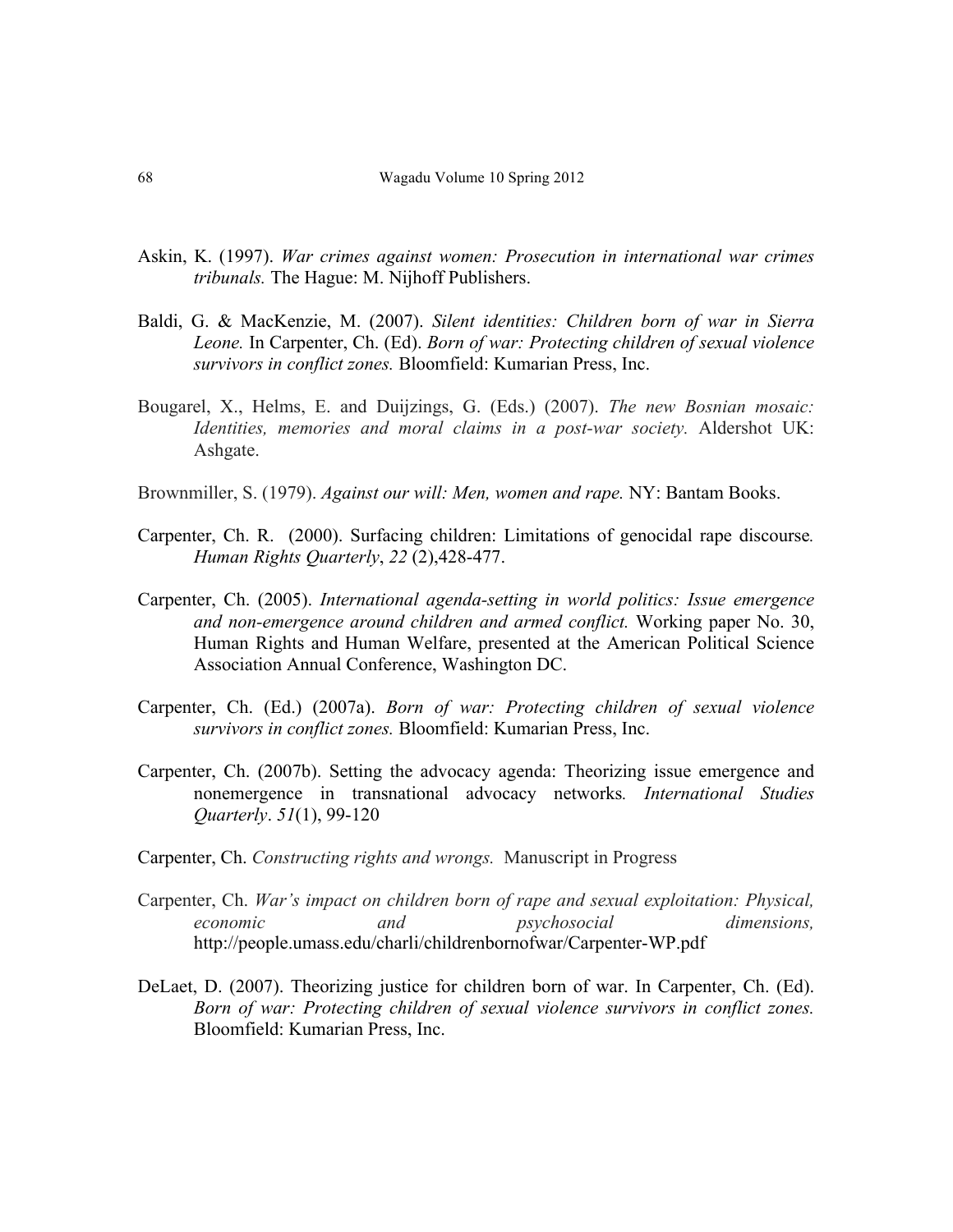Askin, K. (1997). *War crimes against women: Prosecution in international war crimes tribunals.* The Hague: M. Nijhoff Publishers.

Baldi, G. & MacKenzie, M. (2007). *Silent identities: Children born of war in Sierra Leone.* In Carpenter, Ch. (Ed). *Born of war: Protecting children of sexual violence survivors in conflict zones.* Bloomfield: Kumarian Press, Inc.

Bougarel, X., Helms, E. and Duijzings, G. (Eds.) (2007). *The new Bosnian mosaic: Identities, memories and moral claims in a post-war society.* Aldershot UK: Ashgate.

Brownmiller, S. (1979). *Against our will: Men, women and rape.* NY: Bantam Books.

Carpenter, Ch. R. (2000). Surfacing children: Limitations of genocidal rape discourse*. Human Rights Quarterly*, *22* (2),428-477.

Carpenter, Ch. (2005). *International agenda-setting in world politics: Issue emergence and non-emergence around children and armed conflict.* Working paper No. 30, Human Rights and Human Welfare, presented at the American Political Science Association Annual Conference, Washington DC.

Carpenter, Ch. (Ed.) (2007a). *Born of war: Protecting children of sexual violence survivors in conflict zones.* Bloomfield: Kumarian Press, Inc.

Carpenter, Ch. (2007b). Setting the advocacy agenda: Theorizing issue emergence and nonemergence in transnational advocacy networks*. International Studies Quarterly*. *51*(1), 99-120

Carpenter, Ch. *Constructing rights and wrongs.* Manuscript in Progress

Carpenter, Ch. *War's impact on children born of rape and sexual exploitation: Physical, economic and psychosocial dimensions,* http://people.umass.edu/charli/childrenbornofwar/Carpenter-WP.pdf

DeLaet, D. (2007). Theorizing justice for children born of war. In Carpenter, Ch. (Ed). *Born of war: Protecting children of sexual violence survivors in conflict zones.* Bloomfield: Kumarian Press, Inc.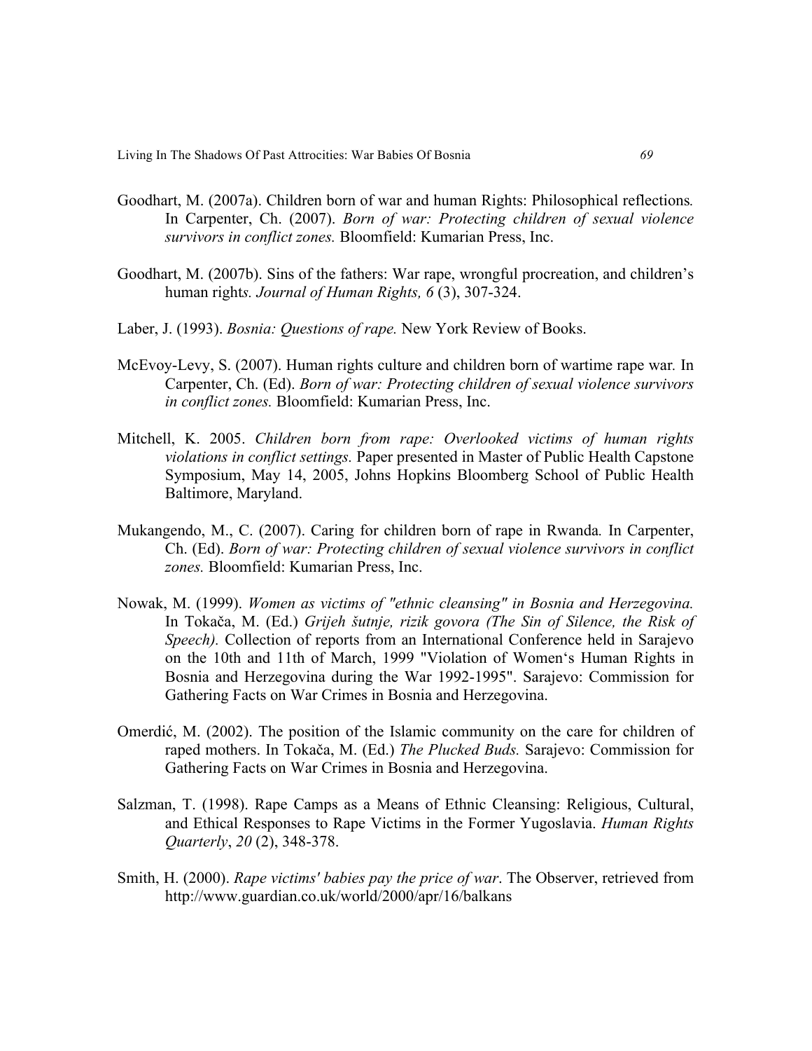Goodhart, M. (2007a). Children born of war and human Rights: Philosophical reflections*.* In Carpenter, Ch. (2007). *Born of war: Protecting children of sexual violence survivors in conflict zones.* Bloomfield: Kumarian Press, Inc.

Goodhart, M. (2007b). Sins of the fathers: War rape, wrongful procreation, and children's human right*s. Journal of Human Rights, 6* (3), 307-324.

Laber, J. (1993). *Bosnia: Questions of rape.* New York Review of Books.

McEvoy-Levy, S. (2007). Human rights culture and children born of wartime rape war*.* In Carpenter, Ch. (Ed). *Born of war: Protecting children of sexual violence survivors in conflict zones.* Bloomfield: Kumarian Press, Inc.

Mitchell, K. 2005. *Children born from rape: Overlooked victims of human rights violations in conflict settings.* Paper presented in Master of Public Health Capstone Symposium, May 14, 2005, Johns Hopkins Bloomberg School of Public Health Baltimore, Maryland.

Mukangendo, M., C. (2007). Caring for children born of rape in Rwanda*.* In Carpenter, Ch. (Ed). *Born of war: Protecting children of sexual violence survivors in conflict zones.* Bloomfield: Kumarian Press, Inc.

Nowak, M. (1999). *Women as victims of "ethnic cleansing" in Bosnia and Herzegovina.* In Tokača, M. (Ed.) *Grijeh šutnje, rizik govora (The Sin of Silence, the Risk of Speech).* Collection of reports from an International Conference held in Sarajevo on the 10th and 11th of March, 1999 "Violation of Women's Human Rights in Bosnia and Herzegovina during the War 1992-1995". Sarajevo: Commission for Gathering Facts on War Crimes in Bosnia and Herzegovina.

Omerdić, M. (2002). The position of the Islamic community on the care for children of raped mothers. In Tokača, M. (Ed.) *The Plucked Buds.* Sarajevo: Commission for Gathering Facts on War Crimes in Bosnia and Herzegovina.

Salzman, T. (1998). Rape Camps as a Means of Ethnic Cleansing: Religious, Cultural, and Ethical Responses to Rape Victims in the Former Yugoslavia. *Human Rights Quarterly*, *20* (2), 348-378.

Smith, H. (2000). *Rape victims' babies pay the price of war*. The Observer, retrieved from http://www.guardian.co.uk/world/2000/apr/16/balkans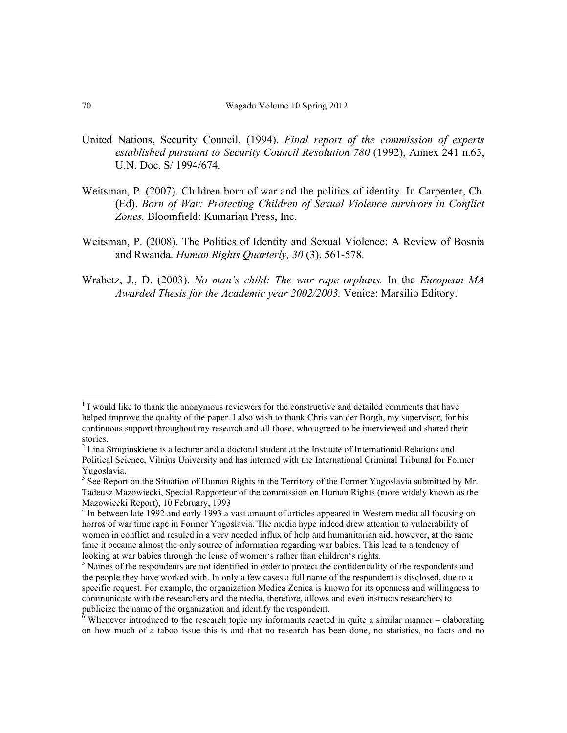United Nations, Security Council. (1994). *Final report of the commission of experts established pursuant to Security Council Resolution 780* (1992), Annex 241 n.65, U.N. Doc. S/ 1994/674.

Weitsman, P. (2007). Children born of war and the politics of identity. In Carpenter, Ch. (Ed). *Born of War: Protecting Children of Sexual Violence survivors in Conflict Zones.* Bloomfield: Kumarian Press, Inc.

Weitsman, P. (2008). The Politics of Identity and Sexual Violence: A Review of Bosnia and Rwanda. *Human Rights Quarterly, 30* (3), 561-578.

Wrabetz, J., D. (2003). *No man's child: The war rape orphans.* In the *European MA Awarded Thesis for the Academic year 2002/2003.* Venice: Marsilio Editory.

---

[1] I would like to thank the anonymous reviewers for the constructive and detailed comments that have helped improve the quality of the paper. I also wish to thank Chris van der Borgh, my supervisor, for his continuous support throughout my research and all those, who agreed to be interviewed and shared their stories.

[2] Lina Strupinskiene is a lecturer and a doctoral student at the Institute of International Relations and Political Science, Vilnius University and has interned with the International Criminal Tribunal for Former Yugoslavia.

[3] See Report on the Situation of Human Rights in the Territory of the Former Yugoslavia submitted by Mr. Tadeusz Mazowiecki, Special Rapporteur of the commission on Human Rights (more widely known as the Mazowiecki Report), 10 February, 1993

[4] In between late 1992 and early 1993 a vast amount of articles appeared in Western media all focusing on horros of war time rape in Former Yugoslavia. The media hype indeed drew attention to vulnerability of women in conflict and resuled in a very needed influx of help and humanitarian aid, however, at the same time it became almost the only source of information regarding war babies. This lead to a tendency of looking at war babies through the lense of women's rather than children's rights.

[5] Names of the respondents are not identified in order to protect the confidentiality of the respondents and the people they have worked with. In only a few cases a full name of the respondent is disclosed, due to a specific request. For example, the organization Medica Zenica is known for its openness and willingness to communicate with the researchers and the media, therefore, allows and even instructs researchers to publicize the name of the organization and identify the respondent.

[6] Whenever introduced to the research topic my informants reacted in quite a similar manner – elaborating on how much of a taboo issue this is and that no research has been done, no statistics, no facts and no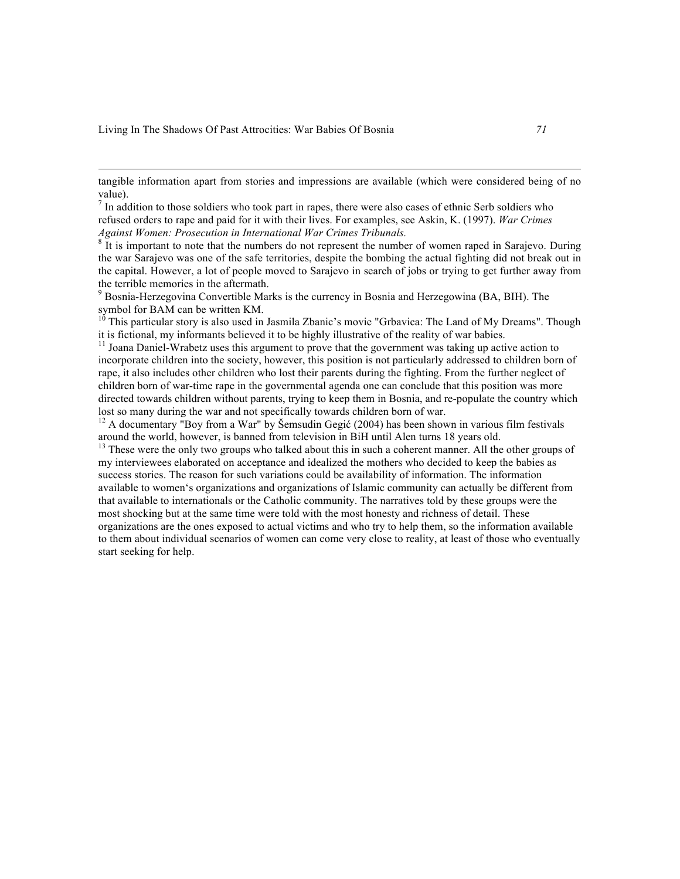tangible information apart from stories and impressions are available (which were considered being of no value).

[7] In addition to those soldiers who took part in rapes, there were also cases of ethnic Serb soldiers who refused orders to rape and paid for it with their lives. For examples, see Askin, K. (1997). *War Crimes Against Women: Prosecution in International War Crimes Tribunals.*

[8] It is important to note that the numbers do not represent the number of women raped in Sarajevo. During the war Sarajevo was one of the safe territories, despite the bombing the actual fighting did not break out in the capital. However, a lot of people moved to Sarajevo in search of jobs or trying to get further away from the terrible memories in the aftermath.

[9] Bosnia-Herzegovina Convertible Marks is the currency in Bosnia and Herzegowina (BA, BIH). The symbol for BAM can be written KM.

[10] This particular story is also used in Jasmila Zbanic's movie "Grbavica: The Land of My Dreams". Though it is fictional, my informants believed it to be highly illustrative of the reality of war babies.

[11] Joana Daniel-Wrabetz uses this argument to prove that the government was taking up active action to incorporate children into the society, however, this position is not particularly addressed to children born of rape, it also includes other children who lost their parents during the fighting. From the further neglect of children born of war-time rape in the governmental agenda one can conclude that this position was more directed towards children without parents, trying to keep them in Bosnia, and re-populate the country which lost so many during the war and not specifically towards children born of war.

[12] A documentary "Boy from a War" by Šemsudin Gegić (2004) has been shown in various film festivals around the world, however, is banned from television in BiH until Alen turns 18 years old.

[13] These were the only two groups who talked about this in such a coherent manner. All the other groups of my interviewees elaborated on acceptance and idealized the mothers who decided to keep the babies as success stories. The reason for such variations could be availability of information. The information available to women's organizations and organizations of Islamic community can actually be different from that available to internationals or the Catholic community. The narratives told by these groups were the most shocking but at the same time were told with the most honesty and richness of detail. These organizations are the ones exposed to actual victims and who try to help them, so the information available to them about individual scenarios of women can come very close to reality, at least of those who eventually start seeking for help.